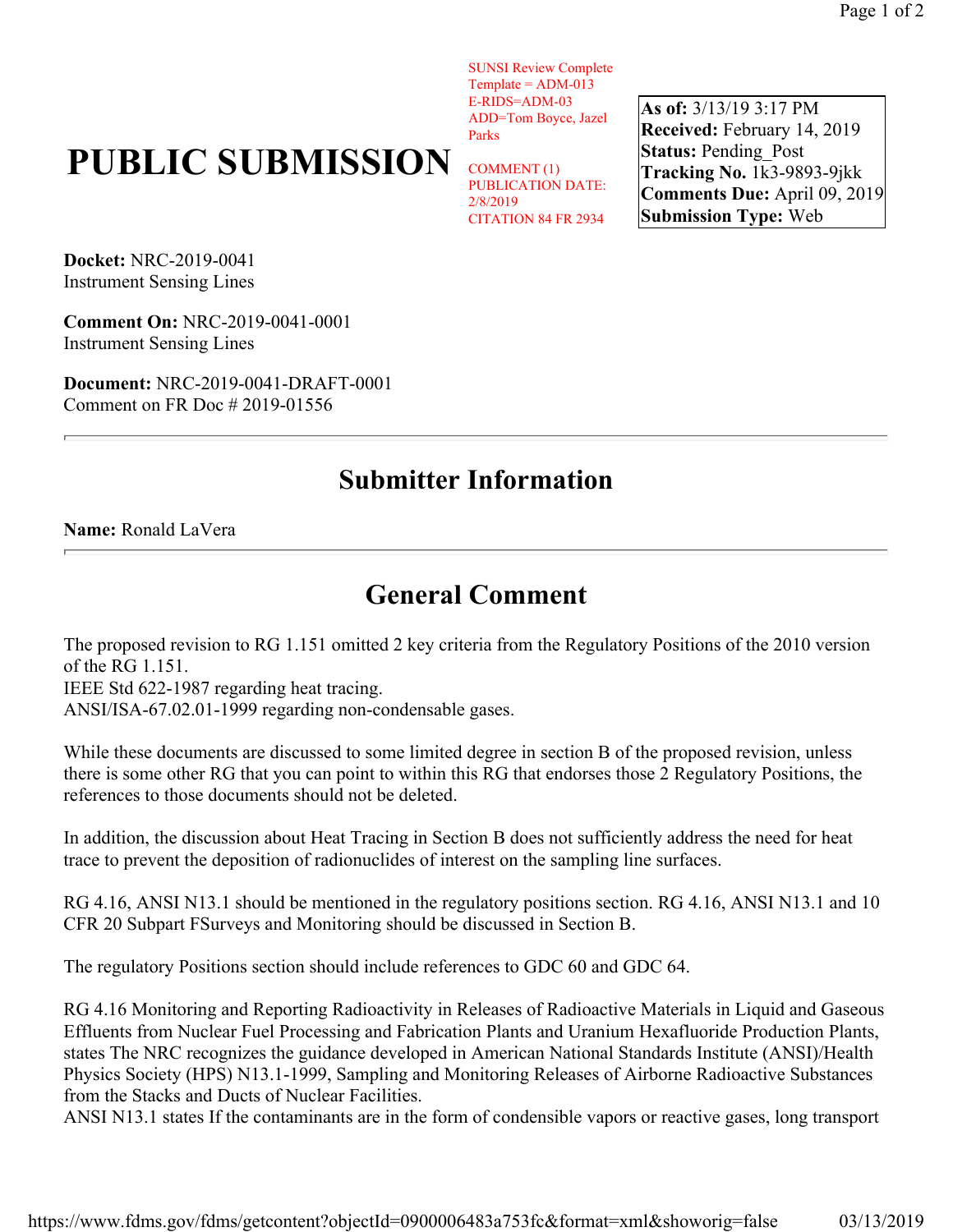SUNSI Review Complete
Template = ADM-013
E-RIDS=ADM-03
ADD=Tom Boyce, Jazel Parks

COMMENT (1)
PUBLICATION DATE: 2/8/2019
CITATION 84 FR 2934

# PUBLIC SUBMISSION

**As of:** 3/13/19 3:17 PM
**Received:** February 14, 2019
**Status:** Pending_Post
**Tracking No.** 1k3-9893-9jkk
**Comments Due:** April 09, 2019
**Submission Type:** Web

**Docket:** NRC-2019-0041
Instrument Sensing Lines

**Comment On:** NRC-2019-0041-0001
Instrument Sensing Lines

**Document:** NRC-2019-0041-DRAFT-0001
Comment on FR Doc # 2019-01556

---

## Submitter Information

**Name:** Ronald LaVera

---

## General Comment

The proposed revision to RG 1.151 omitted 2 key criteria from the Regulatory Positions of the 2010 version of the RG 1.151.
IEEE Std 622-1987 regarding heat tracing.
ANSI/ISA-67.02.01-1999 regarding non-condensable gases.

While these documents are discussed to some limited degree in section B of the proposed revision, unless there is some other RG that you can point to within this RG that endorses those 2 Regulatory Positions, the references to those documents should not be deleted.

In addition, the discussion about Heat Tracing in Section B does not sufficiently address the need for heat trace to prevent the deposition of radionuclides of interest on the sampling line surfaces.

RG 4.16, ANSI N13.1 should be mentioned in the regulatory positions section. RG 4.16, ANSI N13.1 and 10 CFR 20 Subpart FSurveys and Monitoring should be discussed in Section B.

The regulatory Positions section should include references to GDC 60 and GDC 64.

RG 4.16 Monitoring and Reporting Radioactivity in Releases of Radioactive Materials in Liquid and Gaseous Effluents from Nuclear Fuel Processing and Fabrication Plants and Uranium Hexafluoride Production Plants, states The NRC recognizes the guidance developed in American National Standards Institute (ANSI)/Health Physics Society (HPS) N13.1-1999, Sampling and Monitoring Releases of Airborne Radioactive Substances from the Stacks and Ducts of Nuclear Facilities.
ANSI N13.1 states If the contaminants are in the form of condensible vapors or reactive gases, long transport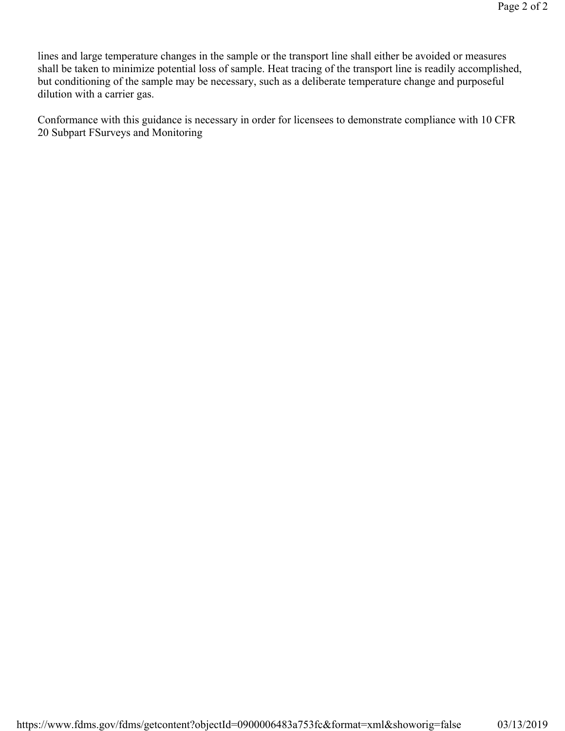lines and large temperature changes in the sample or the transport line shall either be avoided or measures shall be taken to minimize potential loss of sample. Heat tracing of the transport line is readily accomplished, but conditioning of the sample may be necessary, such as a deliberate temperature change and purposeful dilution with a carrier gas.

Conformance with this guidance is necessary in order for licensees to demonstrate compliance with 10 CFR 20 Subpart FSurveys and Monitoring